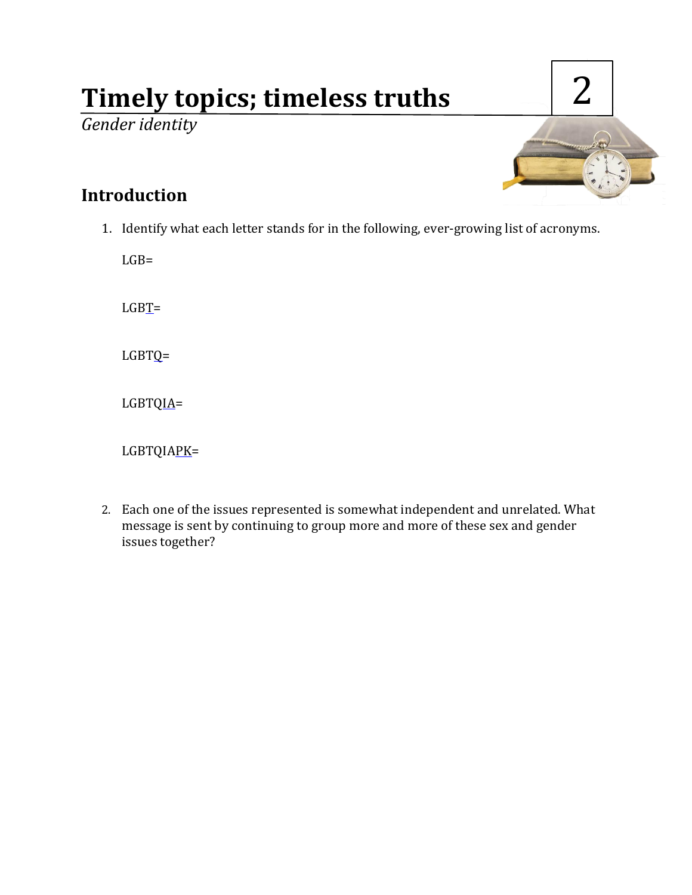# Timely topics; timeless truths

*Gender identity*

2

## Introduction

1. Identify what each letter stands for in the following, ever-growing list of acronyms.

   LGB=

   LGB<u>T</u>=

   LGBT<u>Q</u>=

   LGBTQ<u>IA</u>=

   LGBTQIA<u>PK</u>=

2. Each one of the issues represented is somewhat independent and unrelated. What message is sent by continuing to group more and more of these sex and gender issues together?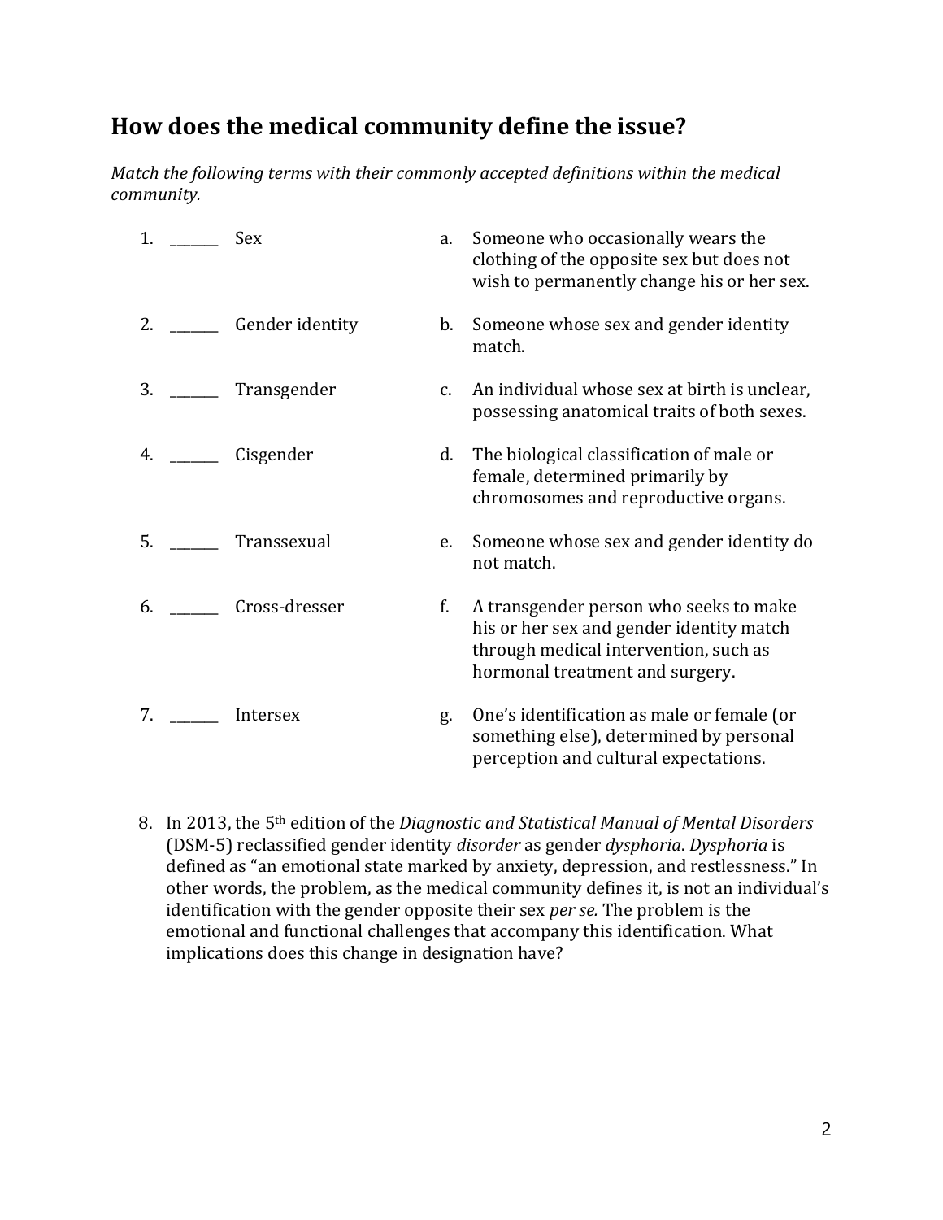## How does the medical community define the issue?

*Match the following terms with their commonly accepted definitions within the medical community.*

1. _______ Sex
2. _______ Gender identity
3. _______ Transgender
4. _______ Cisgender
5. _______ Transsexual
6. _______ Cross-dresser
7. _______ Intersex

a. Someone who occasionally wears the clothing of the opposite sex but does not wish to permanently change his or her sex.

b. Someone whose sex and gender identity match.

c. An individual whose sex at birth is unclear, possessing anatomical traits of both sexes.

d. The biological classification of male or female, determined primarily by chromosomes and reproductive organs.

e. Someone whose sex and gender identity do not match.

f. A transgender person who seeks to make his or her sex and gender identity match through medical intervention, such as hormonal treatment and surgery.

g. One's identification as male or female (or something else), determined by personal perception and cultural expectations.

8. In 2013, the 5th edition of the *Diagnostic and Statistical Manual of Mental Disorders* (DSM-5) reclassified gender identity *disorder* as gender *dysphoria*. *Dysphoria* is defined as "an emotional state marked by anxiety, depression, and restlessness." In other words, the problem, as the medical community defines it, is not an individual's identification with the gender opposite their sex *per se.* The problem is the emotional and functional challenges that accompany this identification. What implications does this change in designation have?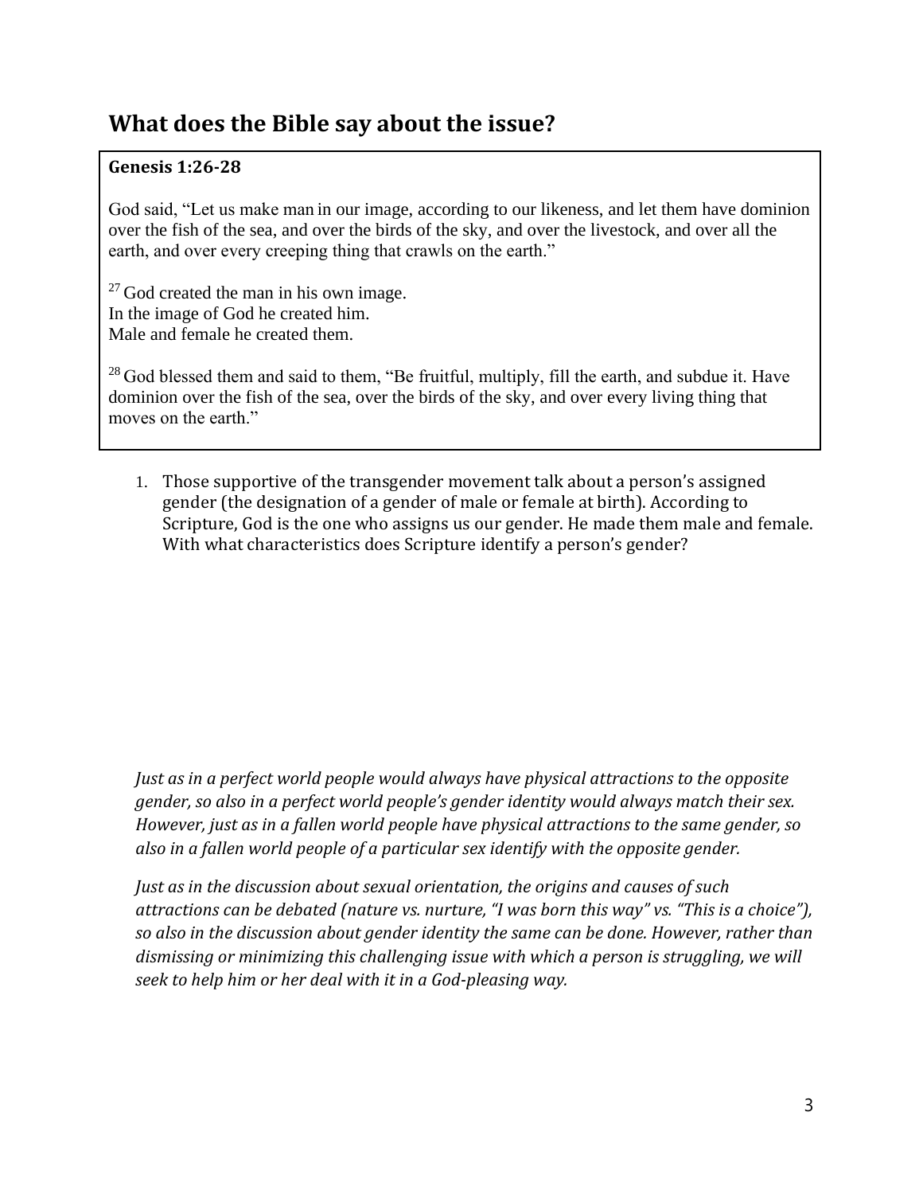## What does the Bible say about the issue?

**Genesis 1:26-28**

God said, "Let us make man in our image, according to our likeness, and let them have dominion over the fish of the sea, and over the birds of the sky, and over the livestock, and over all the earth, and over every creeping thing that crawls on the earth."

[27] God created the man in his own image.
In the image of God he created him.
Male and female he created them.

[28] God blessed them and said to them, "Be fruitful, multiply, fill the earth, and subdue it. Have dominion over the fish of the sea, over the birds of the sky, and over every living thing that moves on the earth."

1. Those supportive of the transgender movement talk about a person's assigned gender (the designation of a gender of male or female at birth). According to Scripture, God is the one who assigns us our gender. He made them male and female. With what characteristics does Scripture identify a person's gender?

*Just as in a perfect world people would always have physical attractions to the opposite gender, so also in a perfect world people's gender identity would always match their sex. However, just as in a fallen world people have physical attractions to the same gender, so also in a fallen world people of a particular sex identify with the opposite gender.*

*Just as in the discussion about sexual orientation, the origins and causes of such attractions can be debated (nature vs. nurture, "I was born this way" vs. "This is a choice"), so also in the discussion about gender identity the same can be done. However, rather than dismissing or minimizing this challenging issue with which a person is struggling, we will seek to help him or her deal with it in a God-pleasing way.*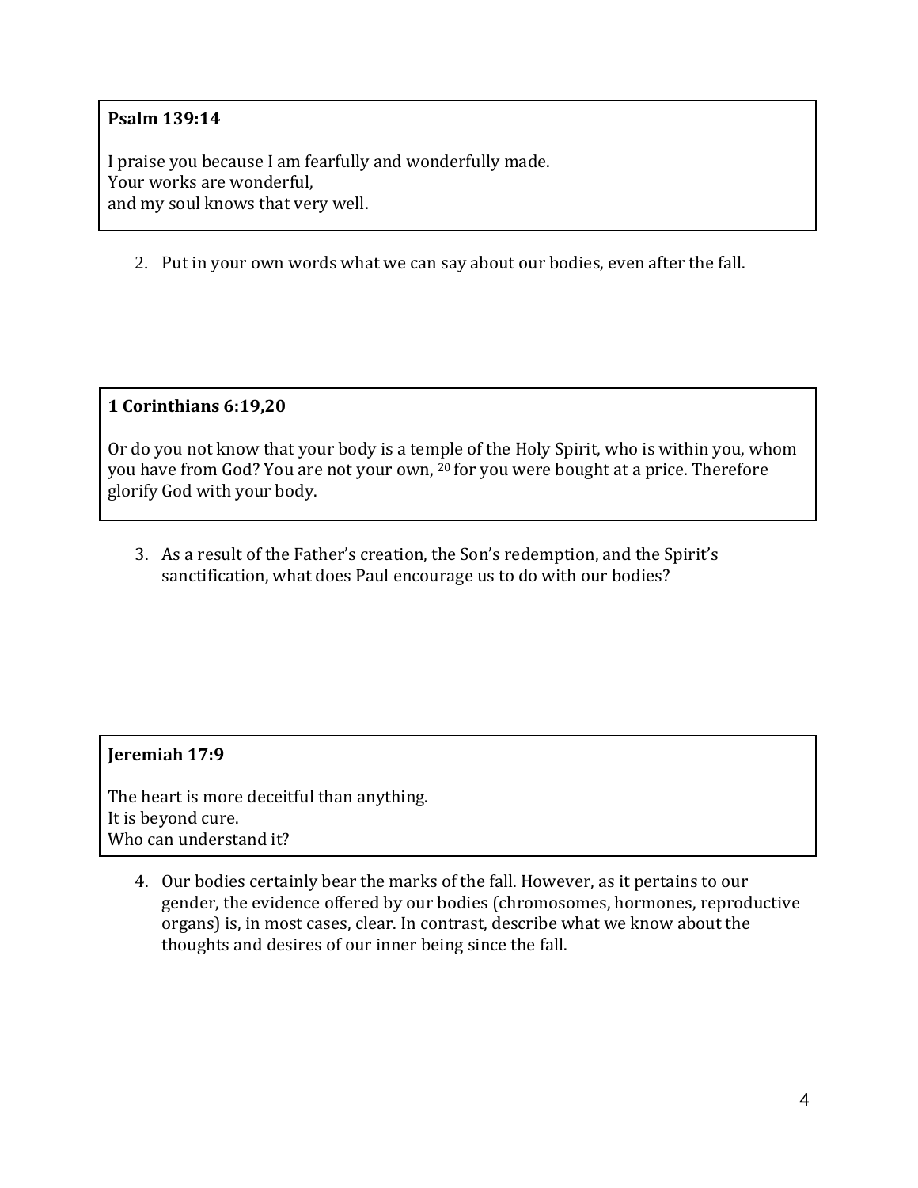**Psalm 139:14**

I praise you because I am fearfully and wonderfully made.
Your works are wonderful,
and my soul knows that very well.

2. Put in your own words what we can say about our bodies, even after the fall.

**1 Corinthians 6:19,20**

Or do you not know that your body is a temple of the Holy Spirit, who is within you, whom you have from God? You are not your own, [20] for you were bought at a price. Therefore glorify God with your body.

3. As a result of the Father's creation, the Son's redemption, and the Spirit's sanctification, what does Paul encourage us to do with our bodies?

**Jeremiah 17:9**

The heart is more deceitful than anything.
It is beyond cure.
Who can understand it?

4. Our bodies certainly bear the marks of the fall. However, as it pertains to our gender, the evidence offered by our bodies (chromosomes, hormones, reproductive organs) is, in most cases, clear. In contrast, describe what we know about the thoughts and desires of our inner being since the fall.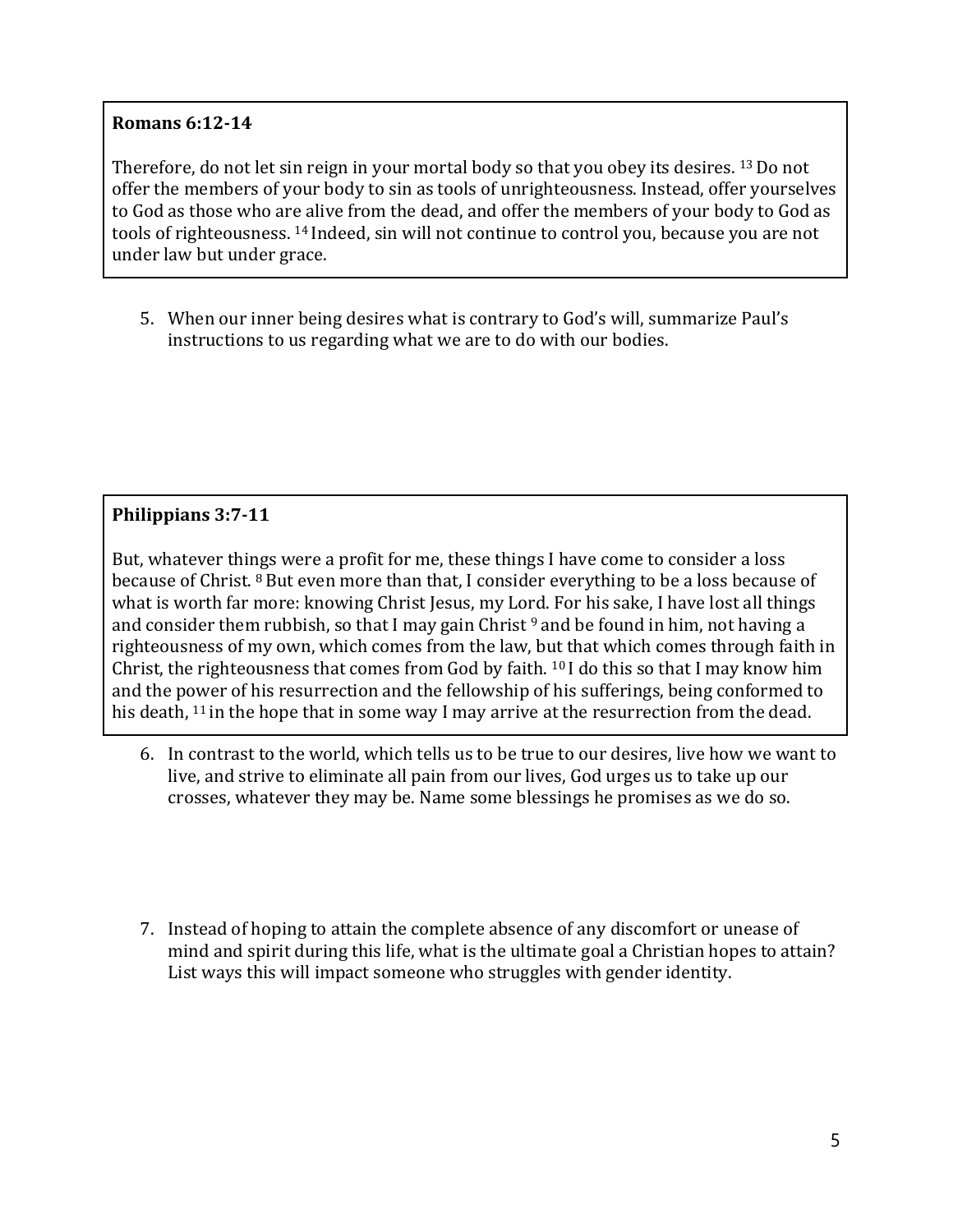**Romans 6:12-14**

Therefore, do not let sin reign in your mortal body so that you obey its desires. [13] Do not offer the members of your body to sin as tools of unrighteousness. Instead, offer yourselves to God as those who are alive from the dead, and offer the members of your body to God as tools of righteousness. [14] Indeed, sin will not continue to control you, because you are not under law but under grace.

5. When our inner being desires what is contrary to God's will, summarize Paul's instructions to us regarding what we are to do with our bodies.

**Philippians 3:7-11**

But, whatever things were a profit for me, these things I have come to consider a loss because of Christ. [8] But even more than that, I consider everything to be a loss because of what is worth far more: knowing Christ Jesus, my Lord. For his sake, I have lost all things and consider them rubbish, so that I may gain Christ [9] and be found in him, not having a righteousness of my own, which comes from the law, but that which comes through faith in Christ, the righteousness that comes from God by faith. [10] I do this so that I may know him and the power of his resurrection and the fellowship of his sufferings, being conformed to his death, [11] in the hope that in some way I may arrive at the resurrection from the dead.

6. In contrast to the world, which tells us to be true to our desires, live how we want to live, and strive to eliminate all pain from our lives, God urges us to take up our crosses, whatever they may be. Name some blessings he promises as we do so.

7. Instead of hoping to attain the complete absence of any discomfort or unease of mind and spirit during this life, what is the ultimate goal a Christian hopes to attain? List ways this will impact someone who struggles with gender identity.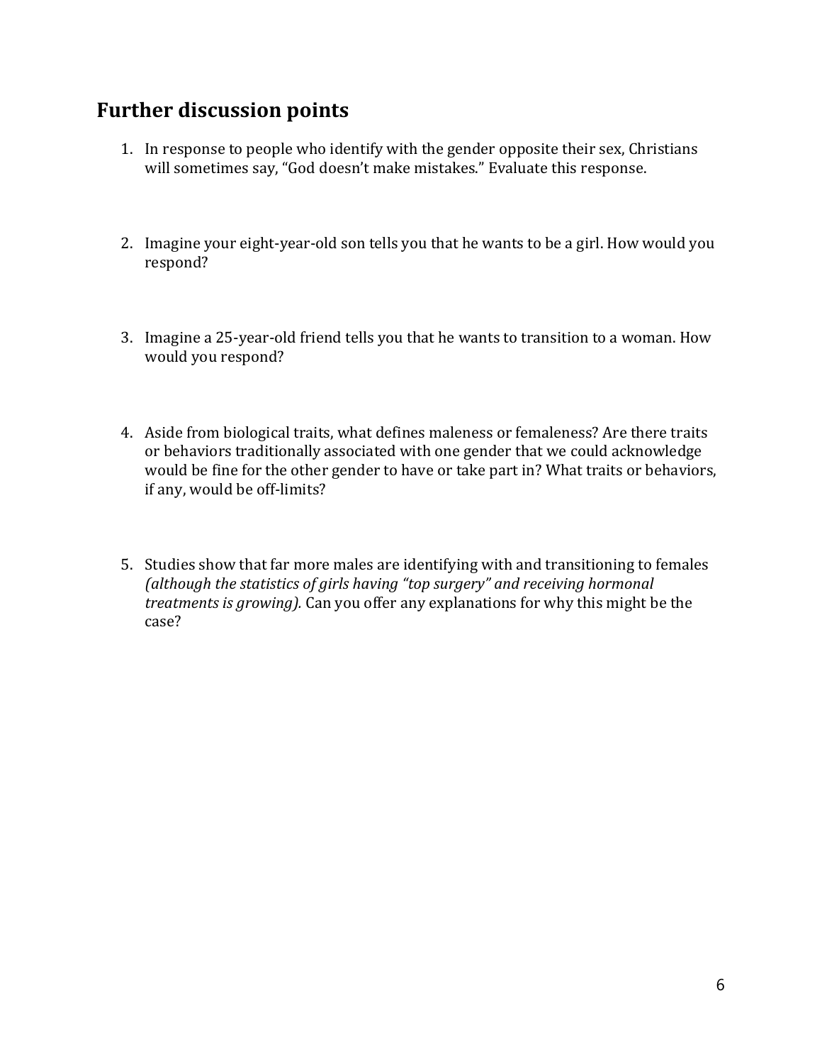## Further discussion points

1. In response to people who identify with the gender opposite their sex, Christians will sometimes say, "God doesn't make mistakes." Evaluate this response.

2. Imagine your eight-year-old son tells you that he wants to be a girl. How would you respond?

3. Imagine a 25-year-old friend tells you that he wants to transition to a woman. How would you respond?

4. Aside from biological traits, what defines maleness or femaleness? Are there traits or behaviors traditionally associated with one gender that we could acknowledge would be fine for the other gender to have or take part in? What traits or behaviors, if any, would be off-limits?

5. Studies show that far more males are identifying with and transitioning to females *(although the statistics of girls having "top surgery" and receiving hormonal treatments is growing).* Can you offer any explanations for why this might be the case?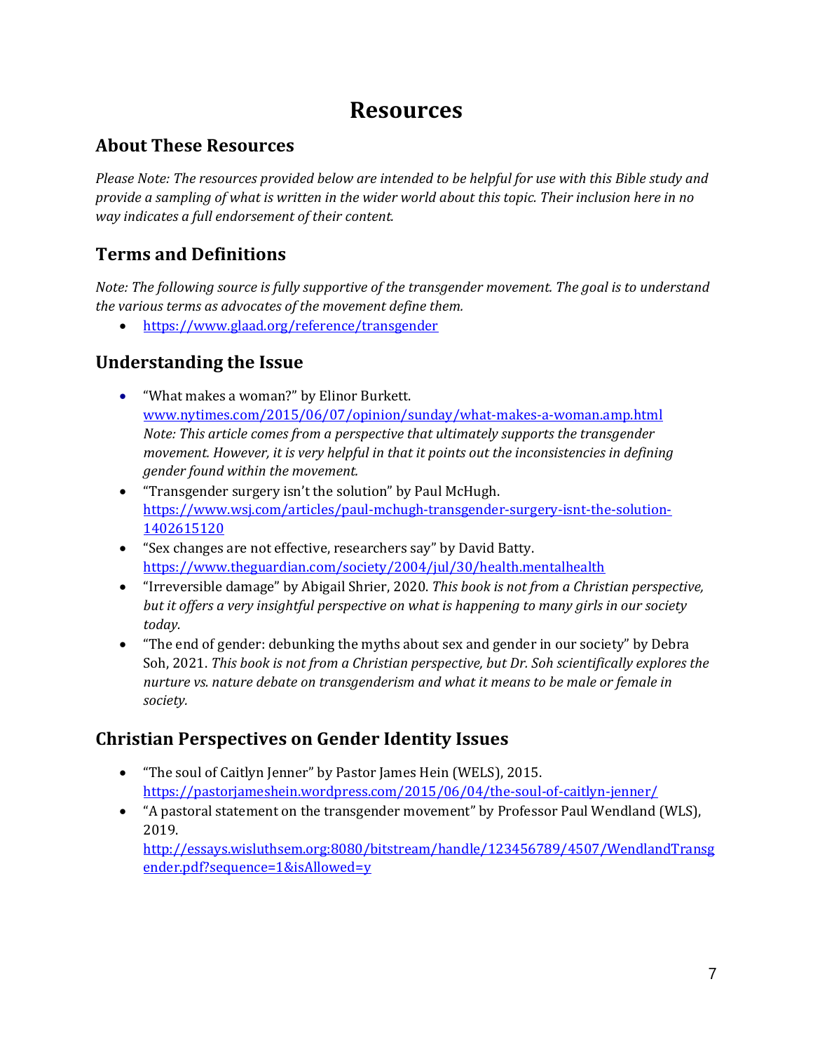# Resources

## About These Resources

*Please Note: The resources provided below are intended to be helpful for use with this Bible study and provide a sampling of what is written in the wider world about this topic. Their inclusion here in no way indicates a full endorsement of their content.*

## Terms and Definitions

*Note: The following source is fully supportive of the transgender movement. The goal is to understand the various terms as advocates of the movement define them.*

- https://www.glaad.org/reference/transgender

## Understanding the Issue

- "What makes a woman?" by Elinor Burkett. www.nytimes.com/2015/06/07/opinion/sunday/what-makes-a-woman.amp.html *Note: This article comes from a perspective that ultimately supports the transgender movement. However, it is very helpful in that it points out the inconsistencies in defining gender found within the movement.*
- "Transgender surgery isn't the solution" by Paul McHugh. https://www.wsj.com/articles/paul-mchugh-transgender-surgery-isnt-the-solution-1402615120
- "Sex changes are not effective, researchers say" by David Batty. https://www.theguardian.com/society/2004/jul/30/health.mentalhealth
- "Irreversible damage" by Abigail Shrier, 2020. *This book is not from a Christian perspective, but it offers a very insightful perspective on what is happening to many girls in our society today.*
- "The end of gender: debunking the myths about sex and gender in our society" by Debra Soh, 2021. *This book is not from a Christian perspective, but Dr. Soh scientifically explores the nurture vs. nature debate on transgenderism and what it means to be male or female in society.*

## Christian Perspectives on Gender Identity Issues

- "The soul of Caitlyn Jenner" by Pastor James Hein (WELS), 2015. https://pastorjameshein.wordpress.com/2015/06/04/the-soul-of-caitlyn-jenner/
- "A pastoral statement on the transgender movement" by Professor Paul Wendland (WLS), 2019. http://essays.wisluthsem.org:8080/bitstream/handle/123456789/4507/WendlandTransgender.pdf?sequence=1&isAllowed=y